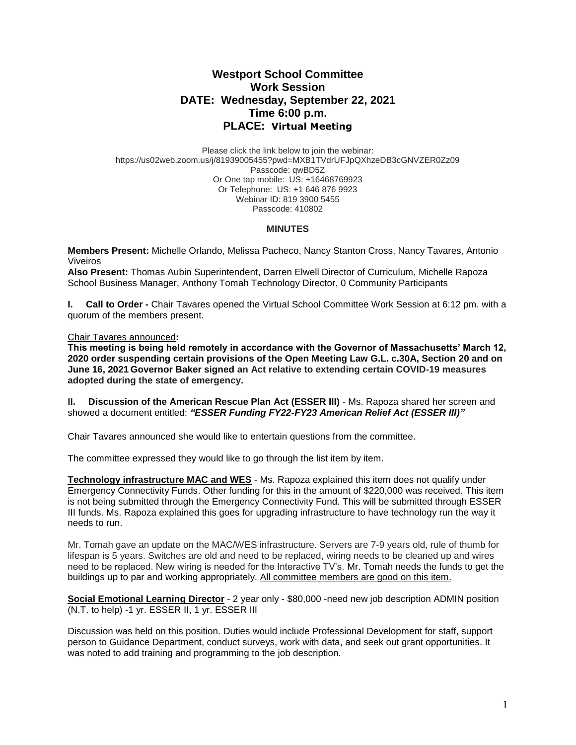# Westport School Committee
## Work Session
## DATE: Wednesday, September 22, 2021
## Time 6:00 p.m.
## PLACE: Virtual Meeting

Please click the link below to join the webinar:
https://us02web.zoom.us/j/81939005455?pwd=MXB1TVdrUFJpQXhzeDB3cGNVZER0Zz09
Passcode: qwBD5Z
Or One tap mobile: US: +16468769923
Or Telephone: US: +1 646 876 9923
Webinar ID: 819 3900 5455
Passcode: 410802

### MINUTES

**Members Present:** Michelle Orlando, Melissa Pacheco, Nancy Stanton Cross, Nancy Tavares, Antonio Viveiros
**Also Present:** Thomas Aubin Superintendent, Darren Elwell Director of Curriculum, Michelle Rapoza School Business Manager, Anthony Tomah Technology Director, 0 Community Participants

**I. Call to Order -** Chair Tavares opened the Virtual School Committee Work Session at 6:12 pm. with a quorum of the members present.

Chair Tavares announced**:**
**This meeting is being held remotely in accordance with the Governor of Massachusetts' March 12, 2020 order suspending certain provisions of the Open Meeting Law G.L. c.30A, Section 20 and on June 16, 2021 Governor Baker signed an Act relative to extending certain COVID-19 measures adopted during the state of emergency.**

**II. Discussion of the American Rescue Plan Act (ESSER III)** - Ms. Rapoza shared her screen and showed a document entitled: ***"ESSER Funding FY22-FY23 American Relief Act (ESSER III)"***

Chair Tavares announced she would like to entertain questions from the committee.

The committee expressed they would like to go through the list item by item.

**Technology infrastructure MAC and WES** - Ms. Rapoza explained this item does not qualify under Emergency Connectivity Funds. Other funding for this in the amount of $220,000 was received. This item is not being submitted through the Emergency Connectivity Fund. This will be submitted through ESSER III funds. Ms. Rapoza explained this goes for upgrading infrastructure to have technology run the way it needs to run.

Mr. Tomah gave an update on the MAC/WES infrastructure. Servers are 7-9 years old, rule of thumb for lifespan is 5 years. Switches are old and need to be replaced, wiring needs to be cleaned up and wires need to be replaced. New wiring is needed for the Interactive TV's. Mr. Tomah needs the funds to get the buildings up to par and working appropriately. All committee members are good on this item.

**Social Emotional Learning Director** - 2 year only - $80,000 -need new job description ADMIN position (N.T. to help) -1 yr. ESSER II, 1 yr. ESSER III

Discussion was held on this position. Duties would include Professional Development for staff, support person to Guidance Department, conduct surveys, work with data, and seek out grant opportunities. It was noted to add training and programming to the job description.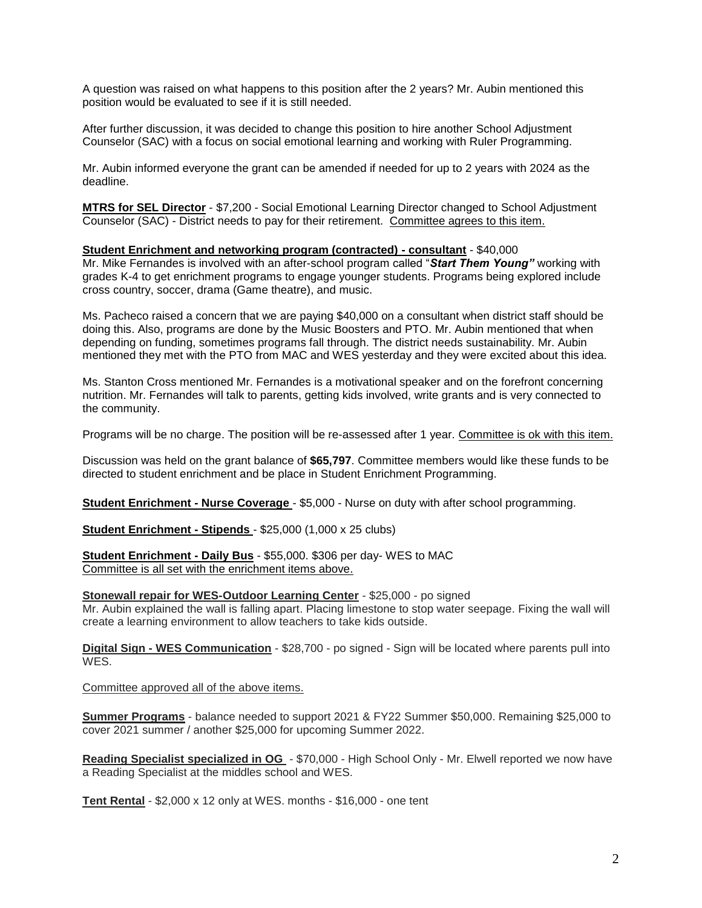A question was raised on what happens to this position after the 2 years? Mr. Aubin mentioned this position would be evaluated to see if it is still needed.

After further discussion, it was decided to change this position to hire another School Adjustment Counselor (SAC) with a focus on social emotional learning and working with Ruler Programming.

Mr. Aubin informed everyone the grant can be amended if needed for up to 2 years with 2024 as the deadline.

<u>**MTRS for SEL Director**</u> - $7,200 - Social Emotional Learning Director changed to School Adjustment Counselor (SAC) - District needs to pay for their retirement. <u>Committee agrees to this item.</u>

<u>**Student Enrichment and networking program (contracted) - consultant**</u> - $40,000
Mr. Mike Fernandes is involved with an after-school program called "***Start Them Young"*** working with grades K-4 to get enrichment programs to engage younger students. Programs being explored include cross country, soccer, drama (Game theatre), and music.

Ms. Pacheco raised a concern that we are paying $40,000 on a consultant when district staff should be doing this. Also, programs are done by the Music Boosters and PTO. Mr. Aubin mentioned that when depending on funding, sometimes programs fall through. The district needs sustainability. Mr. Aubin mentioned they met with the PTO from MAC and WES yesterday and they were excited about this idea.

Ms. Stanton Cross mentioned Mr. Fernandes is a motivational speaker and on the forefront concerning nutrition. Mr. Fernandes will talk to parents, getting kids involved, write grants and is very connected to the community.

Programs will be no charge. The position will be re-assessed after 1 year. <u>Committee is ok with this item.</u>

Discussion was held on the grant balance of **$65,797**. Committee members would like these funds to be directed to student enrichment and be place in Student Enrichment Programming.

<u>**Student Enrichment - Nurse Coverage**</u> - $5,000 - Nurse on duty with after school programming.

<u>**Student Enrichment - Stipends**</u> - $25,000 (1,000 x 25 clubs)

<u>**Student Enrichment - Daily Bus**</u> - $55,000. $306 per day- WES to MAC
<u>Committee is all set with the enrichment items above.</u>

<u>**Stonewall repair for WES-Outdoor Learning Center**</u> - $25,000 - po signed
Mr. Aubin explained the wall is falling apart. Placing limestone to stop water seepage. Fixing the wall will create a learning environment to allow teachers to take kids outside.

<u>**Digital Sign - WES Communication**</u> - $28,700 - po signed - Sign will be located where parents pull into WES.

<u>Committee approved all of the above items.</u>

<u>**Summer Programs**</u> - balance needed to support 2021 & FY22 Summer $50,000. Remaining $25,000 to cover 2021 summer / another $25,000 for upcoming Summer 2022.

<u>**Reading Specialist specialized in OG**</u> - $70,000 - High School Only - Mr. Elwell reported we now have a Reading Specialist at the middles school and WES.

<u>**Tent Rental**</u> - $2,000 x 12 only at WES. months - $16,000 - one tent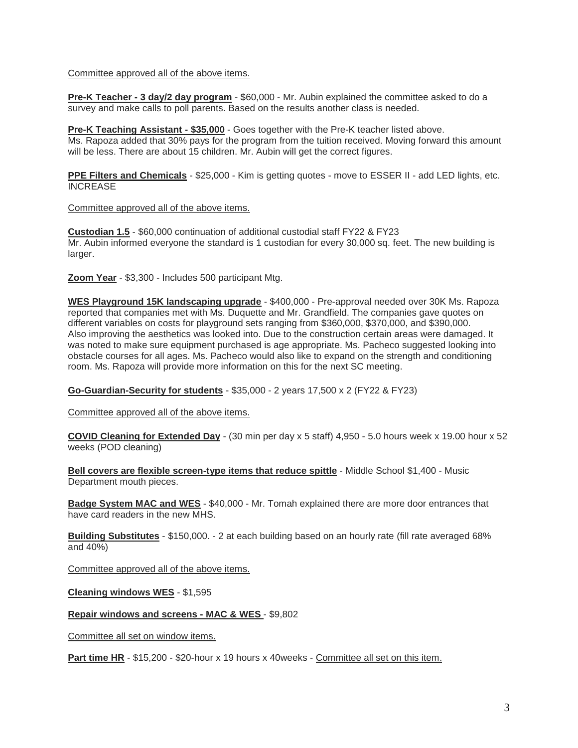Committee approved all of the above items.

**Pre-K Teacher - 3 day/2 day program** - $60,000 - Mr. Aubin explained the committee asked to do a survey and make calls to poll parents. Based on the results another class is needed.

**Pre-K Teaching Assistant - $35,000** - Goes together with the Pre-K teacher listed above. Ms. Rapoza added that 30% pays for the program from the tuition received. Moving forward this amount will be less. There are about 15 children. Mr. Aubin will get the correct figures.

**PPE Filters and Chemicals** - $25,000 - Kim is getting quotes - move to ESSER II - add LED lights, etc. INCREASE

Committee approved all of the above items.

**Custodian 1.5** - $60,000 continuation of additional custodial staff FY22 & FY23
Mr. Aubin informed everyone the standard is 1 custodian for every 30,000 sq. feet. The new building is larger.

**Zoom Year** - $3,300 - Includes 500 participant Mtg.

**WES Playground 15K landscaping upgrade** - $400,000 - Pre-approval needed over 30K Ms. Rapoza reported that companies met with Ms. Duquette and Mr. Grandfield. The companies gave quotes on different variables on costs for playground sets ranging from $360,000, $370,000, and $390,000. Also improving the aesthetics was looked into. Due to the construction certain areas were damaged. It was noted to make sure equipment purchased is age appropriate. Ms. Pacheco suggested looking into obstacle courses for all ages. Ms. Pacheco would also like to expand on the strength and conditioning room. Ms. Rapoza will provide more information on this for the next SC meeting.

**Go-Guardian-Security for students** - $35,000 - 2 years 17,500 x 2 (FY22 & FY23)

Committee approved all of the above items.

**COVID Cleaning for Extended Day** - (30 min per day x 5 staff) 4,950 - 5.0 hours week x 19.00 hour x 52 weeks (POD cleaning)

**Bell covers are flexible screen-type items that reduce spittle** - Middle School $1,400 - Music Department mouth pieces.

**Badge System MAC and WES** - $40,000 - Mr. Tomah explained there are more door entrances that have card readers in the new MHS.

**Building Substitutes** - $150,000. - 2 at each building based on an hourly rate (fill rate averaged 68% and 40%)

Committee approved all of the above items.

**Cleaning windows WES** - $1,595

**Repair windows and screens - MAC & WES** - $9,802

Committee all set on window items.

**Part time HR** - $15,200 - $20-hour x 19 hours x 40weeks - Committee all set on this item.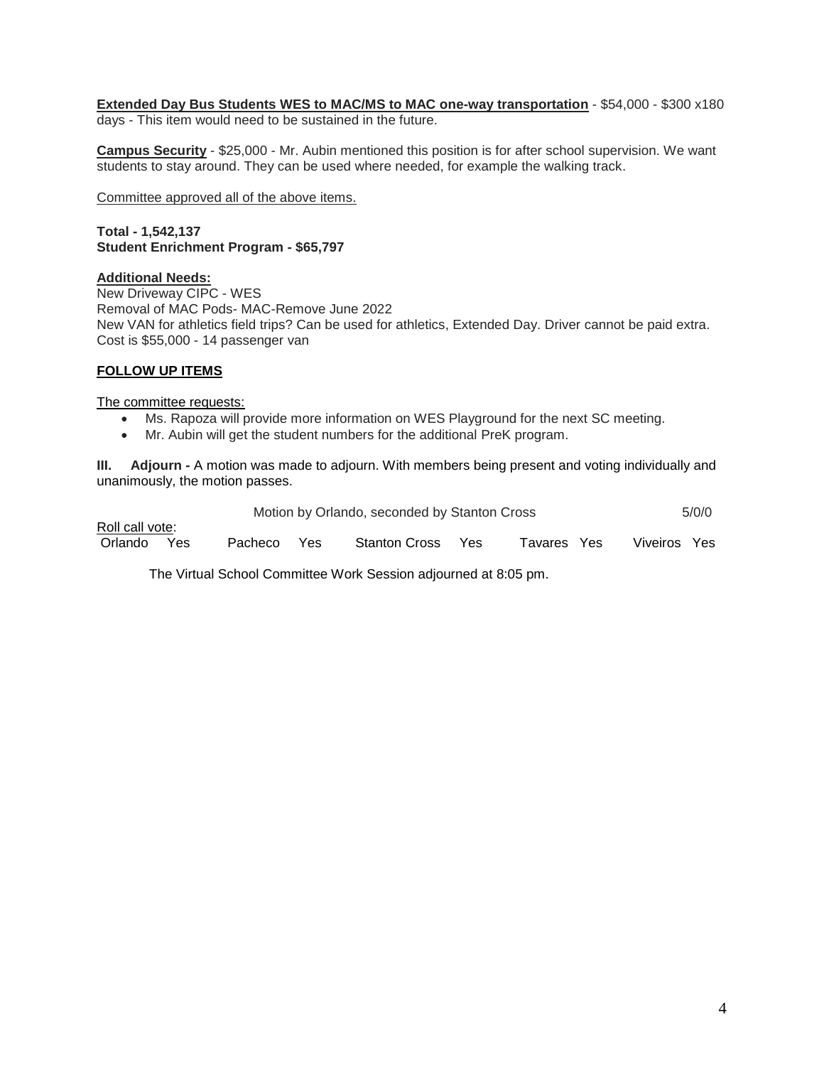**Extended Day Bus Students WES to MAC/MS to MAC one-way transportation** - $54,000 - $300 x180 days - This item would need to be sustained in the future.

**Campus Security** - $25,000 - Mr. Aubin mentioned this position is for after school supervision. We want students to stay around. They can be used where needed, for example the walking track.

Committee approved all of the above items.

**Total - 1,542,137**
**Student Enrichment Program - $65,797**

**Additional Needs:**
New Driveway CIPC - WES
Removal of MAC Pods- MAC-Remove June 2022
New VAN for athletics field trips? Can be used for athletics, Extended Day. Driver cannot be paid extra. Cost is $55,000 - 14 passenger van

**FOLLOW UP ITEMS**

The committee requests:

- Ms. Rapoza will provide more information on WES Playground for the next SC meeting.
- Mr. Aubin will get the student numbers for the additional PreK program.

**III. Adjourn -** A motion was made to adjourn. With members being present and voting individually and unanimously, the motion passes.

Motion by Orlando, seconded by Stanton Cross 5/0/0

Roll call vote:
Orlando Yes Pacheco Yes Stanton Cross Yes Tavares Yes Viveiros Yes

The Virtual School Committee Work Session adjourned at 8:05 pm.